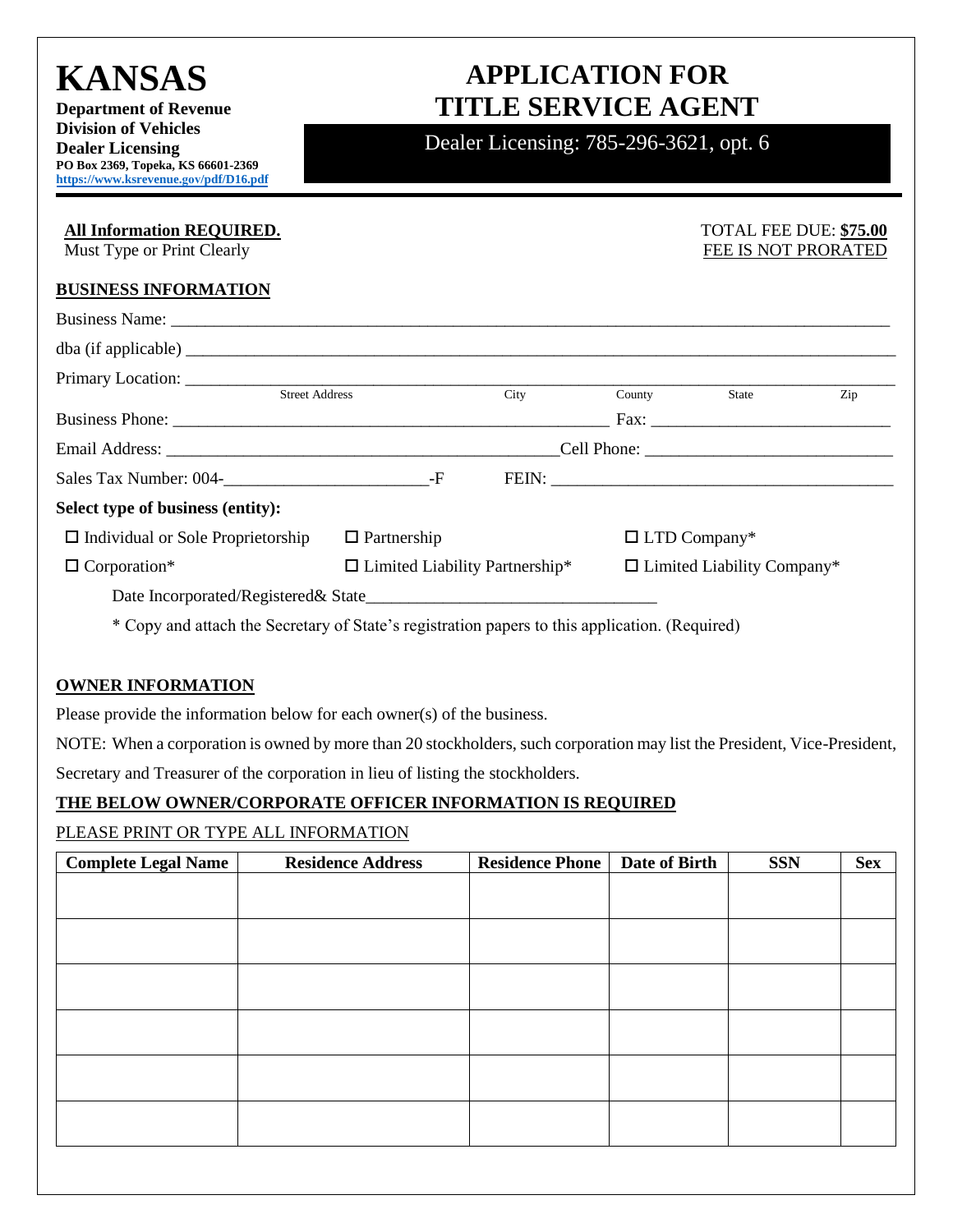# KANSAS

**Department of Revenue**
**Division of Vehicles**
**Dealer Licensing**
**PO Box 2369, Topeka, KS 66601-2369**
**https://www.ksrevenue.gov/pdf/D16.pdf**

# APPLICATION FOR TITLE SERVICE AGENT

Dealer Licensing: 785-296-3621, opt. 6

**All Information REQUIRED.**
Must Type or Print Clearly

TOTAL FEE DUE: **$75.00**
FEE IS NOT PRORATED

## BUSINESS INFORMATION

Business Name: ______________________________________________

dba (if applicable) ______________________________________________

Primary Location: ______________________________________________
Street Address City County State Zip

Business Phone: ______________________________ Fax: ______________________

Email Address: ______________________________ Cell Phone: ______________________

Sales Tax Number: 004-______________________-F FEIN: ______________________

**Select type of business (entity):**

☐ Individual or Sole Proprietorship ☐ Partnership ☐ LTD Company*

☐ Corporation* ☐ Limited Liability Partnership* ☐ Limited Liability Company*

Date Incorporated/Registered& State______________________________

* Copy and attach the Secretary of State's registration papers to this application. (Required)

## OWNER INFORMATION

Please provide the information below for each owner(s) of the business.

NOTE: When a corporation is owned by more than 20 stockholders, such corporation may list the President, Vice-President, Secretary and Treasurer of the corporation in lieu of listing the stockholders.

**THE BELOW OWNER/CORPORATE OFFICER INFORMATION IS REQUIRED**

PLEASE PRINT OR TYPE ALL INFORMATION

| Complete Legal Name | Residence Address | Residence Phone | Date of Birth | SSN | Sex |
|---|---|---|---|---|---|
| | | | | | |
| | | | | | |
| | | | | | |
| | | | | | |
| | | | | | |
| | | | | | |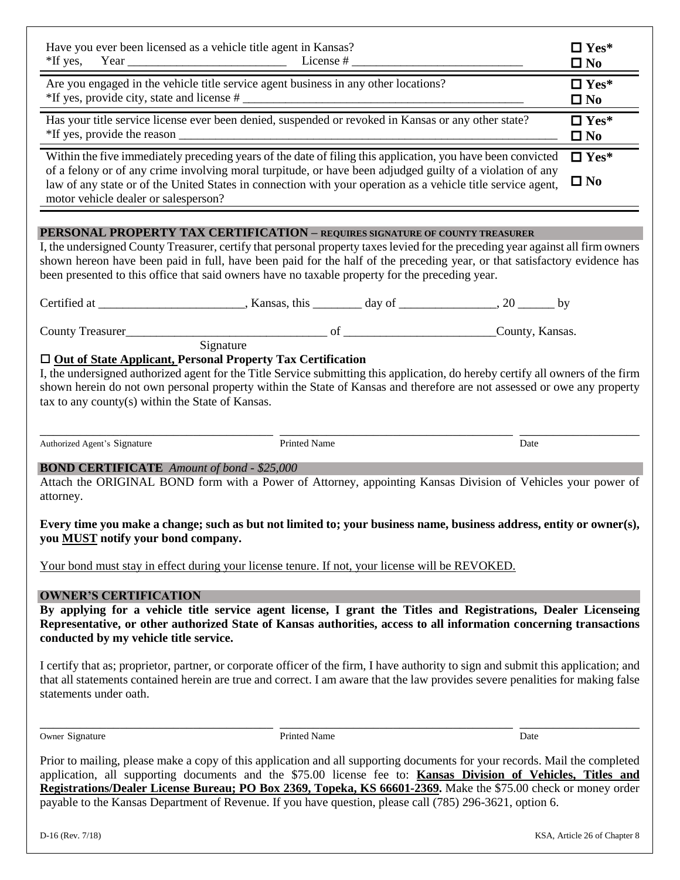| | |
|---|---|
| Have you ever been licensed as a vehicle title agent in Kansas?<br>*If yes, Year ______________________ License # ________________________ | ☐ **Yes***<br>☐ **No** |
| Are you engaged in the vehicle title service agent business in any other locations?<br>*If yes, provide city, state and license # ________________________________________ | ☐ **Yes***<br>☐ **No** |
| Has your title service license ever been denied, suspended or revoked in Kansas or any other state?<br>*If yes, provide the reason ________________________________________________________ | ☐ **Yes***<br>☐ **No** |
| Within the five immediately preceding years of the date of filing this application, you have been convicted of a felony or of any crime involving moral turpitude, or have been adjudged guilty of a violation of any law of any state or of the United States in connection with your operation as a vehicle title service agent, motor vehicle dealer or salesperson? | ☐ **Yes***<br>☐ **No** |

## PERSONAL PROPERTY TAX CERTIFICATION – REQUIRES SIGNATURE OF COUNTY TREASURER

I, the undersigned County Treasurer, certify that personal property taxes levied for the preceding year against all firm owners shown hereon have been paid in full, have been paid for the half of the preceding year, or that satisfactory evidence has been presented to this office that said owners have no taxable property for the preceding year.

Certified at ______________________, Kansas, this ________ day of ________________, 20 ______ by

County Treasurer________________________________ of ________________________County, Kansas.
Signature

☐ **Out of State Applicant, Personal Property Tax Certification**

I, the undersigned authorized agent for the Title Service submitting this application, do hereby certify all owners of the firm shown herein do not own personal property within the State of Kansas and therefore are not assessed or owe any property tax to any county(s) within the State of Kansas.

_______________________________ _______________________________ _______________
Authorized Agent's Signature Printed Name Date

## BOND CERTIFICATE *Amount of bond - $25,000*

Attach the ORIGINAL BOND form with a Power of Attorney, appointing Kansas Division of Vehicles your power of attorney.

**Every time you make a change; such as but not limited to; your business name, business address, entity or owner(s), you MUST notify your bond company.**

Your bond must stay in effect during your license tenure. If not, your license will be REVOKED.

## OWNER'S CERTIFICATION

**By applying for a vehicle title service agent license, I grant the Titles and Registrations, Dealer Licenseing Representative, or other authorized State of Kansas authorities, access to all information concerning transactions conducted by my vehicle title service.**

I certify that as; proprietor, partner, or corporate officer of the firm, I have authority to sign and submit this application; and that all statements contained herein are true and correct. I am aware that the law provides severe penalities for making false statements under oath.

_______________________________ _______________________________ _______________
Owner Signature Printed Name Date

Prior to mailing, please make a copy of this application and all supporting documents for your records. Mail the completed application, all supporting documents and the $75.00 license fee to: **Kansas Division of Vehicles, Titles and Registrations/Dealer License Bureau; PO Box 2369, Topeka, KS 66601-2369.** Make the $75.00 check or money order payable to the Kansas Department of Revenue. If you have question, please call (785) 296-3621, option 6.

D-16 (Rev. 7/18) KSA, Article 26 of Chapter 8